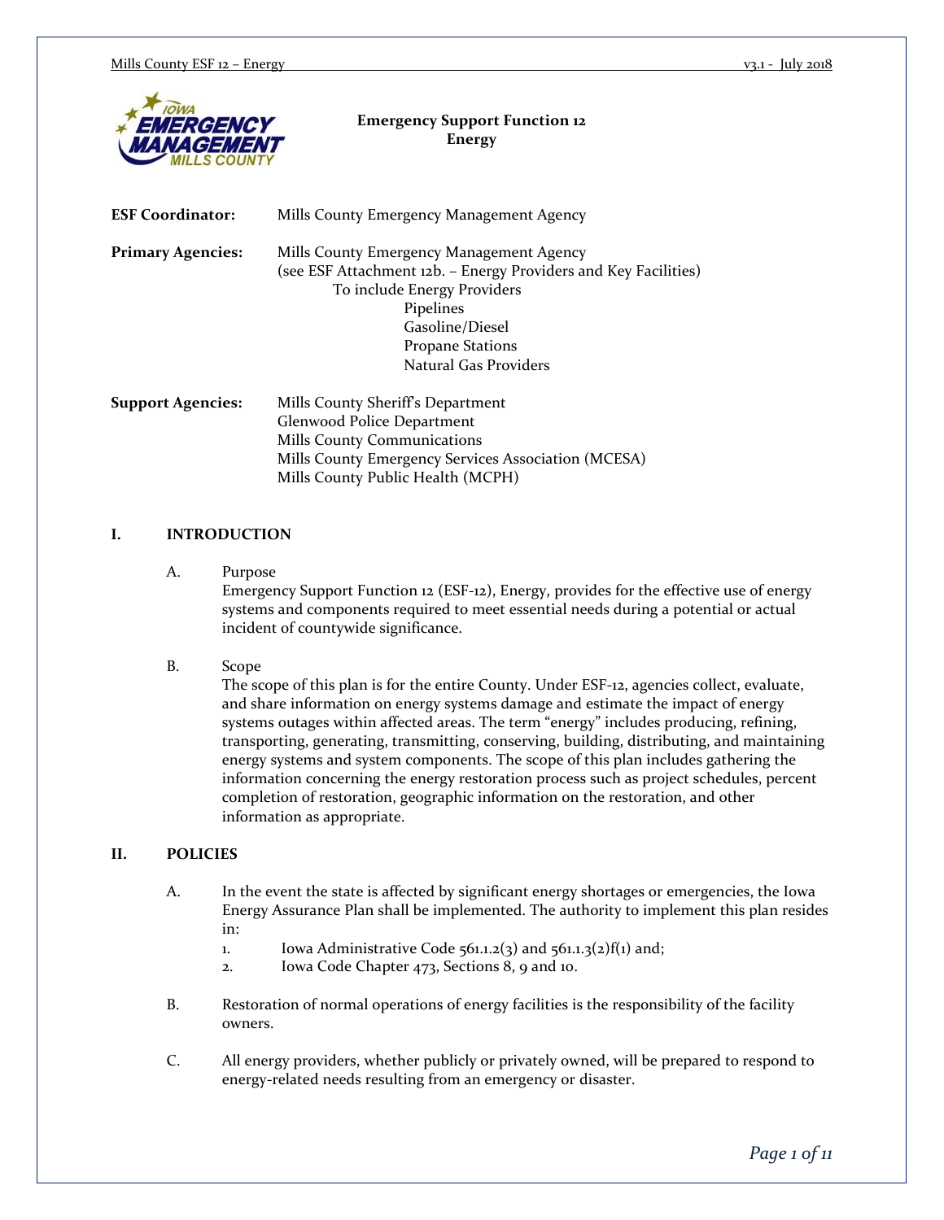# Emergency Support Function 12
## Energy

**ESF Coordinator:** Mills County Emergency Management Agency

**Primary Agencies:** Mills County Emergency Management Agency
(see ESF Attachment 12b. – Energy Providers and Key Facilities)
To include Energy Providers
- Pipelines
- Gasoline/Diesel
- Propane Stations
- Natural Gas Providers

**Support Agencies:**
- Mills County Sheriff's Department
- Glenwood Police Department
- Mills County Communications
- Mills County Emergency Services Association (MCESA)
- Mills County Public Health (MCPH)

## I. INTRODUCTION

A. Purpose

Emergency Support Function 12 (ESF-12), Energy, provides for the effective use of energy systems and components required to meet essential needs during a potential or actual incident of countywide significance.

B. Scope

The scope of this plan is for the entire County. Under ESF-12, agencies collect, evaluate, and share information on energy systems damage and estimate the impact of energy systems outages within affected areas. The term "energy" includes producing, refining, transporting, generating, transmitting, conserving, building, distributing, and maintaining energy systems and system components. The scope of this plan includes gathering the information concerning the energy restoration process such as project schedules, percent completion of restoration, geographic information on the restoration, and other information as appropriate.

## II. POLICIES

A. In the event the state is affected by significant energy shortages or emergencies, the Iowa Energy Assurance Plan shall be implemented. The authority to implement this plan resides in:

1. Iowa Administrative Code 561.1.2(3) and 561.1.3(2)f(1) and;
2. Iowa Code Chapter 473, Sections 8, 9 and 10.

B. Restoration of normal operations of energy facilities is the responsibility of the facility owners.

C. All energy providers, whether publicly or privately owned, will be prepared to respond to energy-related needs resulting from an emergency or disaster.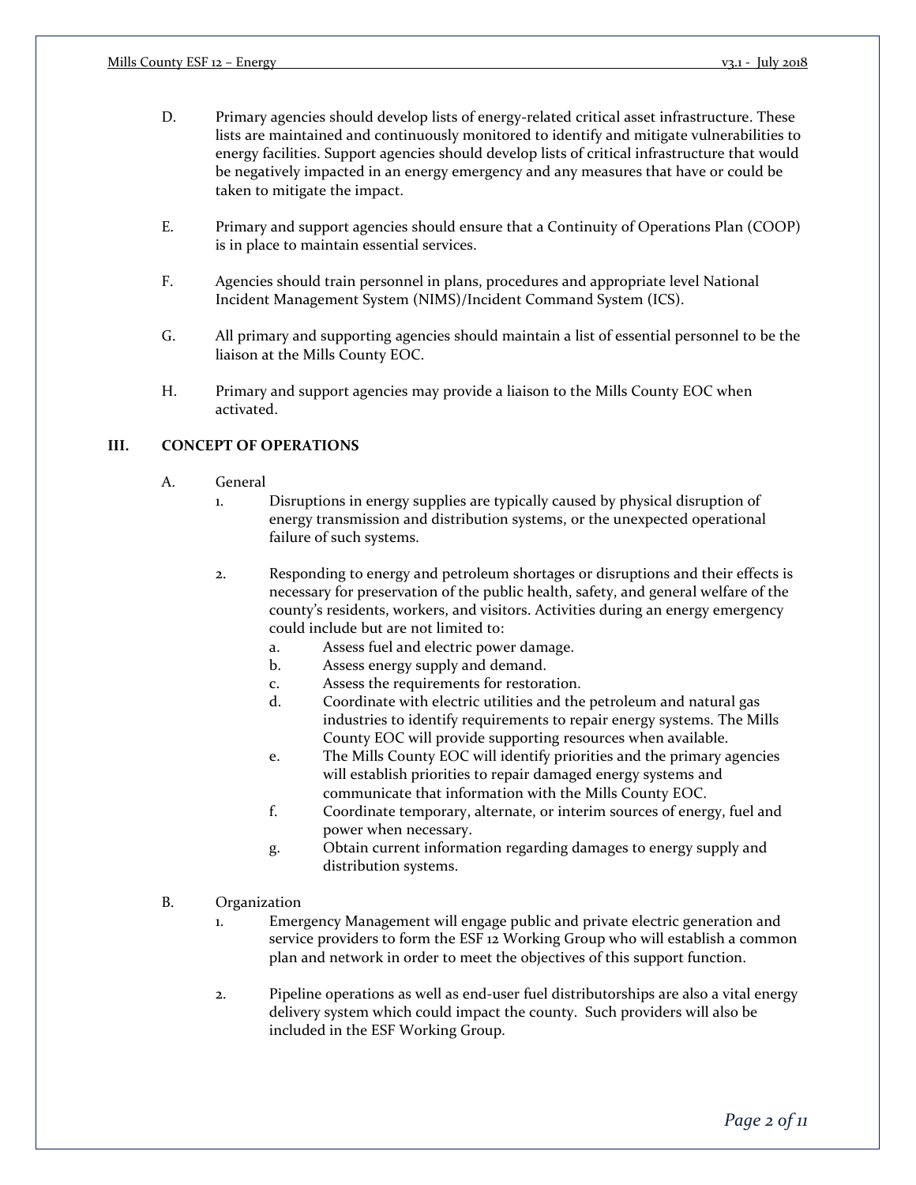D. Primary agencies should develop lists of energy-related critical asset infrastructure. These lists are maintained and continuously monitored to identify and mitigate vulnerabilities to energy facilities. Support agencies should develop lists of critical infrastructure that would be negatively impacted in an energy emergency and any measures that have or could be taken to mitigate the impact.

E. Primary and support agencies should ensure that a Continuity of Operations Plan (COOP) is in place to maintain essential services.

F. Agencies should train personnel in plans, procedures and appropriate level National Incident Management System (NIMS)/Incident Command System (ICS).

G. All primary and supporting agencies should maintain a list of essential personnel to be the liaison at the Mills County EOC.

H. Primary and support agencies may provide a liaison to the Mills County EOC when activated.

## III. CONCEPT OF OPERATIONS

A. General

1. Disruptions in energy supplies are typically caused by physical disruption of energy transmission and distribution systems, or the unexpected operational failure of such systems.

2. Responding to energy and petroleum shortages or disruptions and their effects is necessary for preservation of the public health, safety, and general welfare of the county's residents, workers, and visitors. Activities during an energy emergency could include but are not limited to:

   a. Assess fuel and electric power damage.
   b. Assess energy supply and demand.
   c. Assess the requirements for restoration.
   d. Coordinate with electric utilities and the petroleum and natural gas industries to identify requirements to repair energy systems. The Mills County EOC will provide supporting resources when available.
   e. The Mills County EOC will identify priorities and the primary agencies will establish priorities to repair damaged energy systems and communicate that information with the Mills County EOC.
   f. Coordinate temporary, alternate, or interim sources of energy, fuel and power when necessary.
   g. Obtain current information regarding damages to energy supply and distribution systems.

B. Organization

1. Emergency Management will engage public and private electric generation and service providers to form the ESF 12 Working Group who will establish a common plan and network in order to meet the objectives of this support function.

2. Pipeline operations as well as end-user fuel distributorships are also a vital energy delivery system which could impact the county. Such providers will also be included in the ESF Working Group.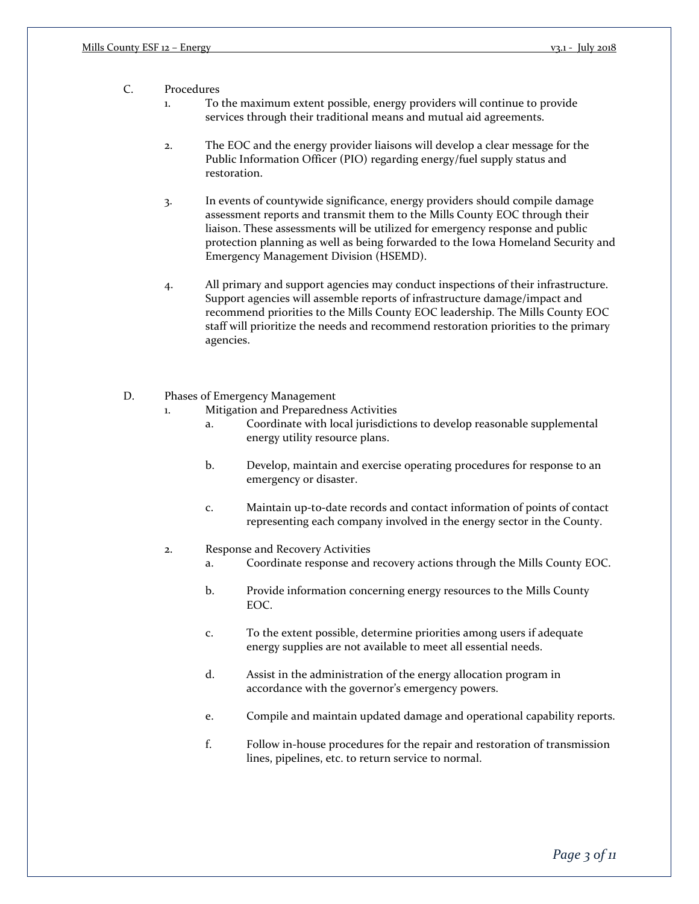C. Procedures

1. To the maximum extent possible, energy providers will continue to provide services through their traditional means and mutual aid agreements.

2. The EOC and the energy provider liaisons will develop a clear message for the Public Information Officer (PIO) regarding energy/fuel supply status and restoration.

3. In events of countywide significance, energy providers should compile damage assessment reports and transmit them to the Mills County EOC through their liaison. These assessments will be utilized for emergency response and public protection planning as well as being forwarded to the Iowa Homeland Security and Emergency Management Division (HSEMD).

4. All primary and support agencies may conduct inspections of their infrastructure. Support agencies will assemble reports of infrastructure damage/impact and recommend priorities to the Mills County EOC leadership. The Mills County EOC staff will prioritize the needs and recommend restoration priorities to the primary agencies.

D. Phases of Emergency Management

1. Mitigation and Preparedness Activities
   - a. Coordinate with local jurisdictions to develop reasonable supplemental energy utility resource plans.
   - b. Develop, maintain and exercise operating procedures for response to an emergency or disaster.
   - c. Maintain up-to-date records and contact information of points of contact representing each company involved in the energy sector in the County.

2. Response and Recovery Activities
   - a. Coordinate response and recovery actions through the Mills County EOC.
   - b. Provide information concerning energy resources to the Mills County EOC.
   - c. To the extent possible, determine priorities among users if adequate energy supplies are not available to meet all essential needs.
   - d. Assist in the administration of the energy allocation program in accordance with the governor's emergency powers.
   - e. Compile and maintain updated damage and operational capability reports.
   - f. Follow in-house procedures for the repair and restoration of transmission lines, pipelines, etc. to return service to normal.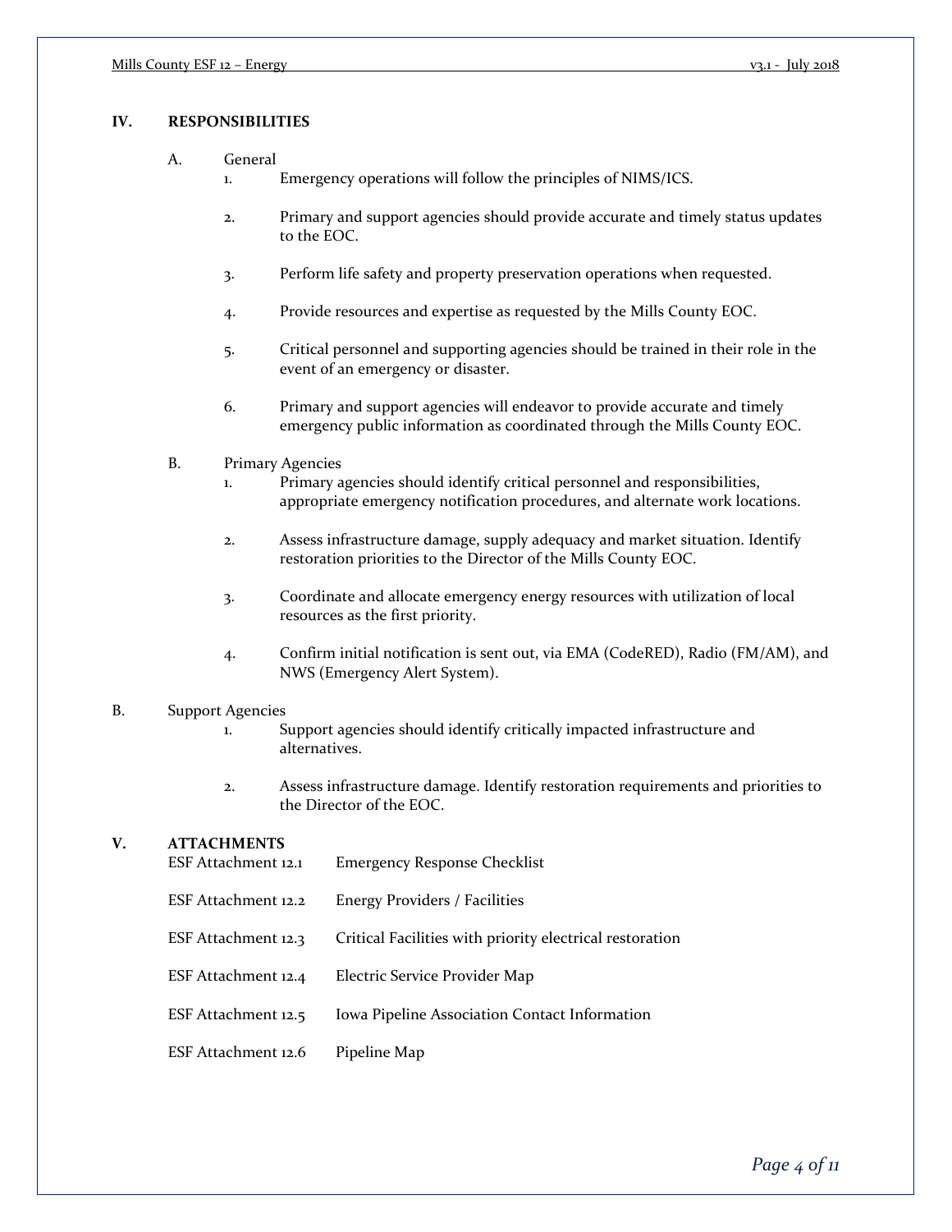## IV. RESPONSIBILITIES

A. General

1. Emergency operations will follow the principles of NIMS/ICS.

2. Primary and support agencies should provide accurate and timely status updates to the EOC.

3. Perform life safety and property preservation operations when requested.

4. Provide resources and expertise as requested by the Mills County EOC.

5. Critical personnel and supporting agencies should be trained in their role in the event of an emergency or disaster.

6. Primary and support agencies will endeavor to provide accurate and timely emergency public information as coordinated through the Mills County EOC.

B. Primary Agencies

1. Primary agencies should identify critical personnel and responsibilities, appropriate emergency notification procedures, and alternate work locations.

2. Assess infrastructure damage, supply adequacy and market situation. Identify restoration priorities to the Director of the Mills County EOC.

3. Coordinate and allocate emergency energy resources with utilization of local resources as the first priority.

4. Confirm initial notification is sent out, via EMA (CodeRED), Radio (FM/AM), and NWS (Emergency Alert System).

B. Support Agencies

1. Support agencies should identify critically impacted infrastructure and alternatives.

2. Assess infrastructure damage. Identify restoration requirements and priorities to the Director of the EOC.

## V. ATTACHMENTS

| | |
|---|---|
| ESF Attachment 12.1 | Emergency Response Checklist |
| ESF Attachment 12.2 | Energy Providers / Facilities |
| ESF Attachment 12.3 | Critical Facilities with priority electrical restoration |
| ESF Attachment 12.4 | Electric Service Provider Map |
| ESF Attachment 12.5 | Iowa Pipeline Association Contact Information |
| ESF Attachment 12.6 | Pipeline Map |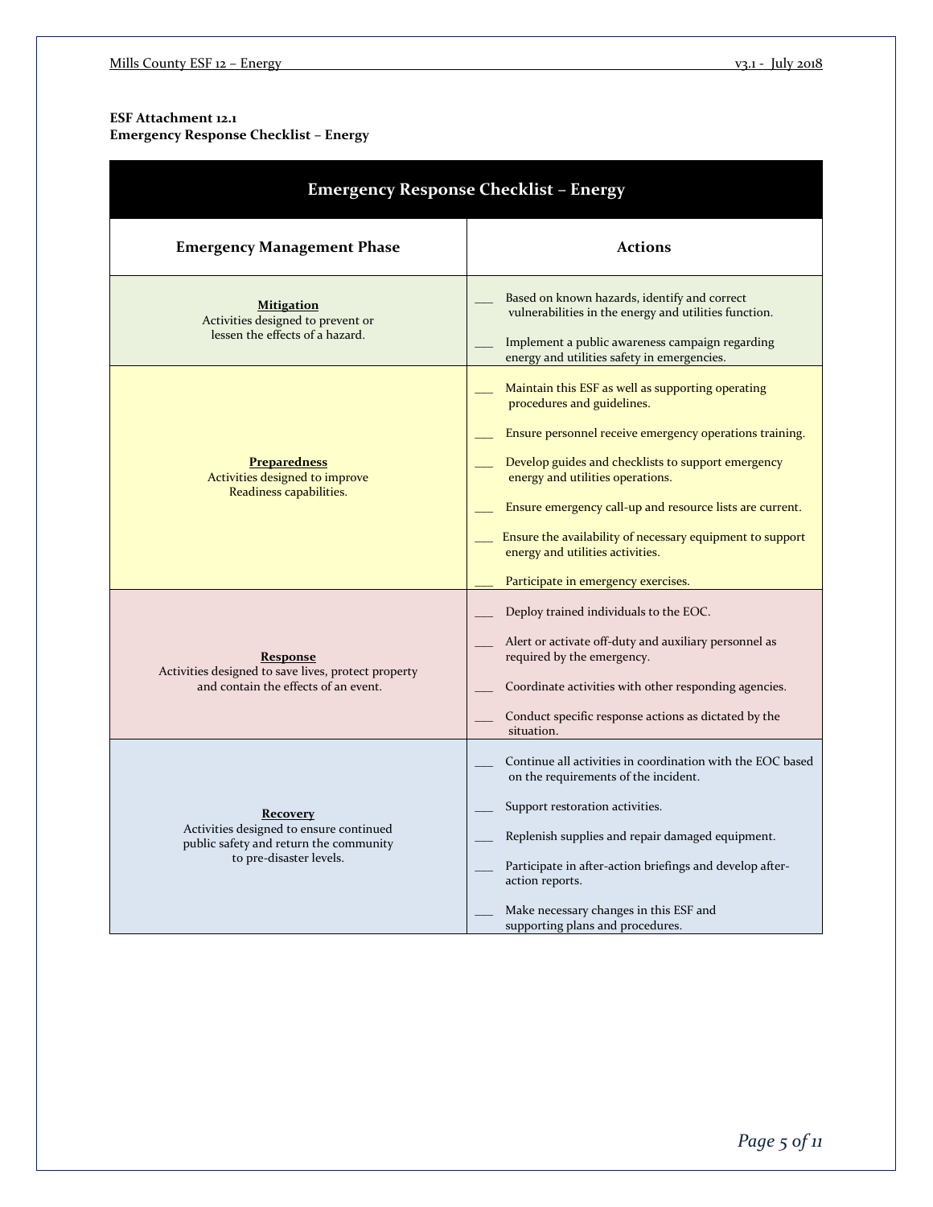**ESF Attachment 12.1**
**Emergency Response Checklist – Energy**

| Emergency Response Checklist – Energy | |
|---|---|
| **Emergency Management Phase** | **Actions** |
| **Mitigation** Activities designed to prevent or lessen the effects of a hazard. | ___ Based on known hazards, identify and correct vulnerabilities in the energy and utilities function. <br><br> ___ Implement a public awareness campaign regarding energy and utilities safety in emergencies. |
| **Preparedness** Activities designed to improve Readiness capabilities. | ___ Maintain this ESF as well as supporting operating procedures and guidelines. <br><br> ___ Ensure personnel receive emergency operations training. <br><br> ___ Develop guides and checklists to support emergency energy and utilities operations. <br><br> ___ Ensure emergency call-up and resource lists are current. <br><br> ___ Ensure the availability of necessary equipment to support energy and utilities activities. <br><br> ___ Participate in emergency exercises. |
| **Response** Activities designed to save lives, protect property and contain the effects of an event. | ___ Deploy trained individuals to the EOC. <br><br> ___ Alert or activate off-duty and auxiliary personnel as required by the emergency. <br><br> ___ Coordinate activities with other responding agencies. <br><br> ___ Conduct specific response actions as dictated by the situation. |
| **Recovery** Activities designed to ensure continued public safety and return the community to pre-disaster levels. | ___ Continue all activities in coordination with the EOC based on the requirements of the incident. <br><br> ___ Support restoration activities. <br><br> ___ Replenish supplies and repair damaged equipment. <br><br> ___ Participate in after-action briefings and develop after-action reports. <br><br> ___ Make necessary changes in this ESF and supporting plans and procedures. |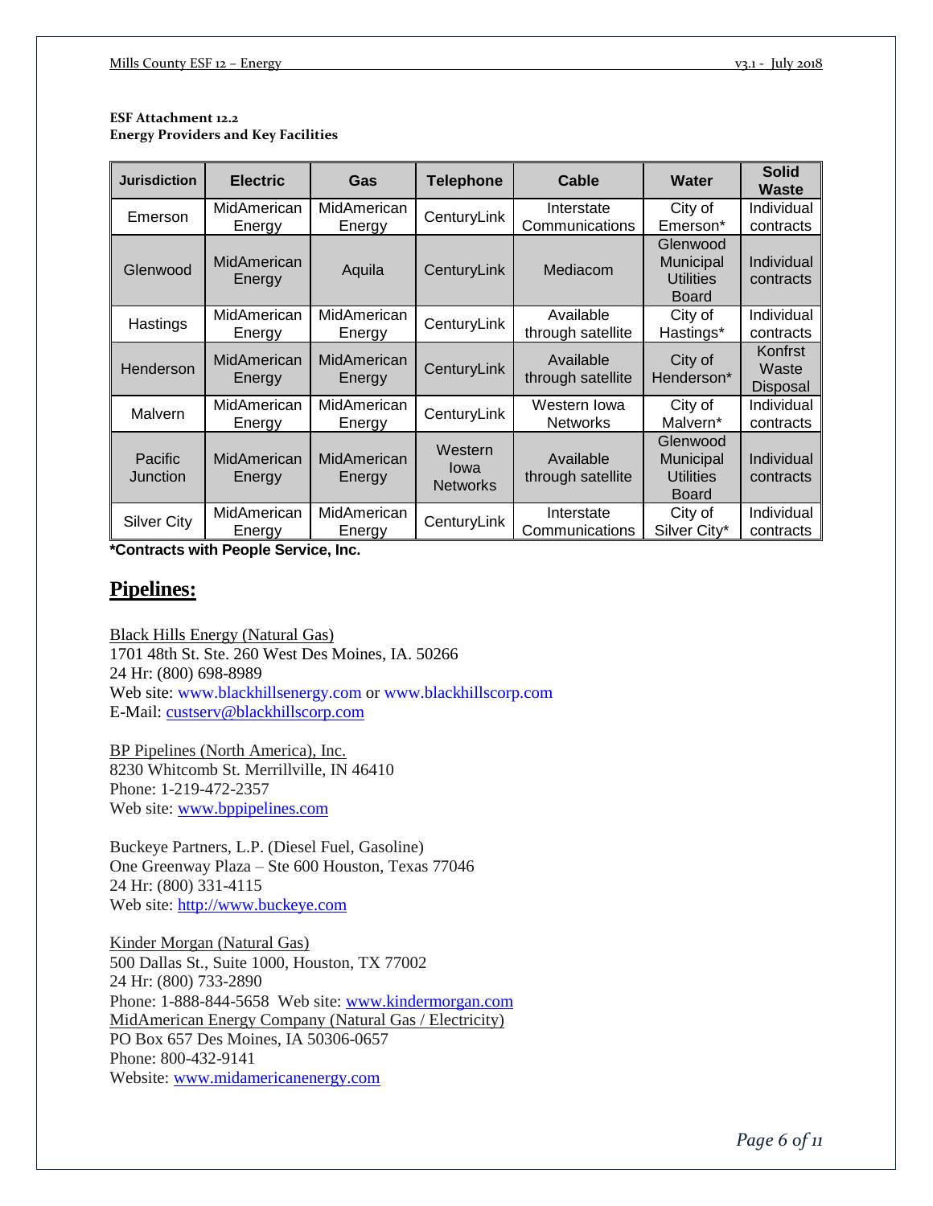**ESF Attachment 12.2**
**Energy Providers and Key Facilities**

| Jurisdiction | Electric | Gas | Telephone | Cable | Water | Solid Waste |
|---|---|---|---|---|---|---|
| Emerson | MidAmerican Energy | MidAmerican Energy | CenturyLink | Interstate Communications | City of Emerson* | Individual contracts |
| Glenwood | MidAmerican Energy | Aquila | CenturyLink | Mediacom | Glenwood Municipal Utilities Board | Individual contracts |
| Hastings | MidAmerican Energy | MidAmerican Energy | CenturyLink | Available through satellite | City of Hastings* | Individual contracts |
| Henderson | MidAmerican Energy | MidAmerican Energy | CenturyLink | Available through satellite | City of Henderson* | Konfrst Waste Disposal |
| Malvern | MidAmerican Energy | MidAmerican Energy | CenturyLink | Western Iowa Networks | City of Malvern* | Individual contracts |
| Pacific Junction | MidAmerican Energy | MidAmerican Energy | Western Iowa Networks | Available through satellite | Glenwood Municipal Utilities Board | Individual contracts |
| Silver City | MidAmerican Energy | MidAmerican Energy | CenturyLink | Interstate Communications | City of Silver City* | Individual contracts |

***Contracts with People Service, Inc.**

## Pipelines:

Black Hills Energy (Natural Gas)
1701 48th St. Ste. 260 West Des Moines, IA. 50266
24 Hr: (800) 698-8989
Web site: www.blackhillsenergy.com or www.blackhillscorp.com
E-Mail: custserv@blackhillscorp.com

BP Pipelines (North America), Inc.
8230 Whitcomb St. Merrillville, IN 46410
Phone: 1-219-472-2357
Web site: www.bppipelines.com

Buckeye Partners, L.P. (Diesel Fuel, Gasoline)
One Greenway Plaza – Ste 600 Houston, Texas 77046
24 Hr: (800) 331-4115
Web site: http://www.buckeye.com

Kinder Morgan (Natural Gas)
500 Dallas St., Suite 1000, Houston, TX 77002
24 Hr: (800) 733-2890
Phone: 1-888-844-5658 Web site: www.kindermorgan.com

MidAmerican Energy Company (Natural Gas / Electricity)
PO Box 657 Des Moines, IA 50306-0657
Phone: 800-432-9141
Website: www.midamericanenergy.com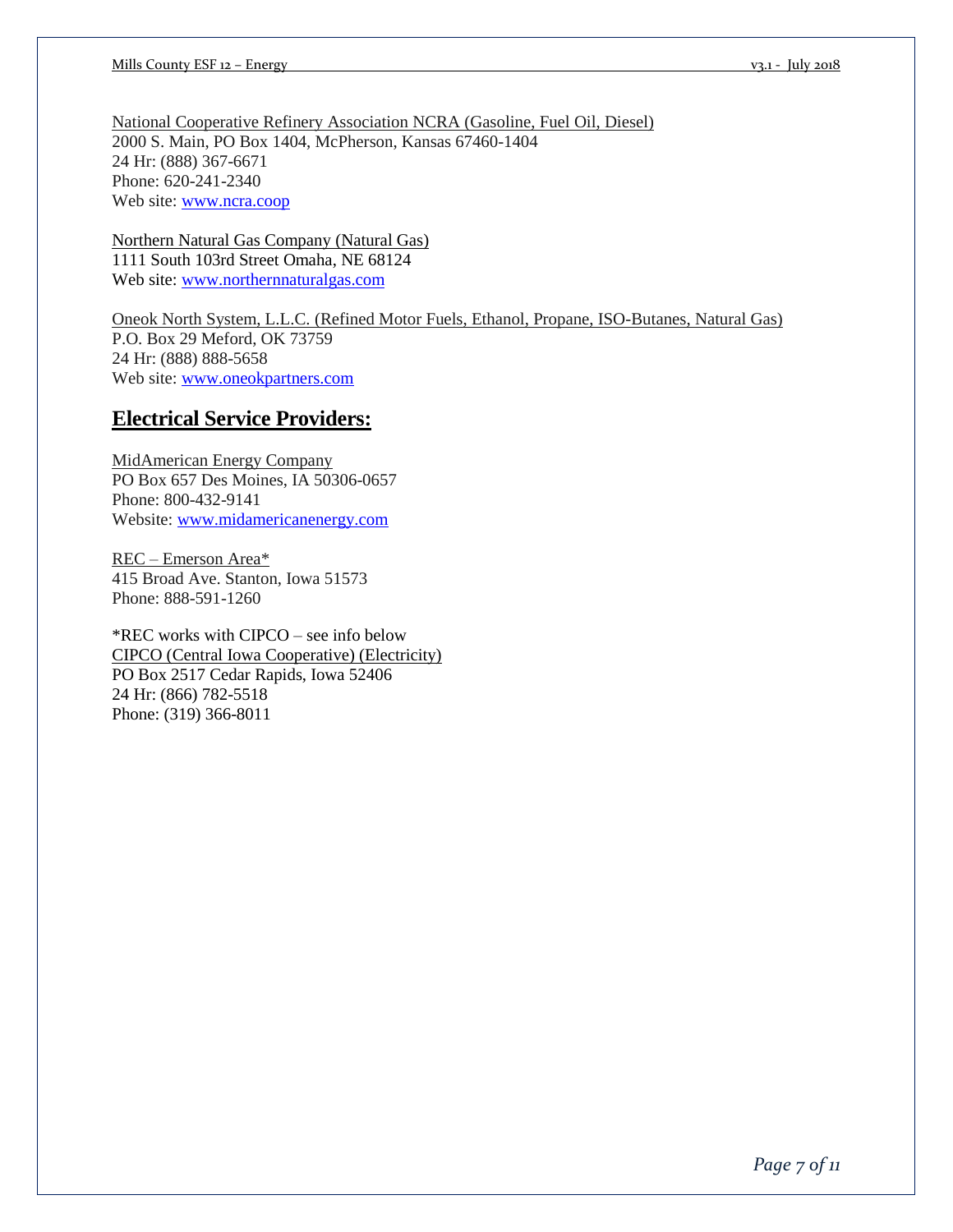National Cooperative Refinery Association NCRA (Gasoline, Fuel Oil, Diesel)
2000 S. Main, PO Box 1404, McPherson, Kansas 67460-1404
24 Hr: (888) 367-6671
Phone: 620-241-2340
Web site: www.ncra.coop

Northern Natural Gas Company (Natural Gas)
1111 South 103rd Street Omaha, NE 68124
Web site: www.northernnaturalgas.com

Oneok North System, L.L.C. (Refined Motor Fuels, Ethanol, Propane, ISO-Butanes, Natural Gas)
P.O. Box 29 Meford, OK 73759
24 Hr: (888) 888-5658
Web site: www.oneokpartners.com

## Electrical Service Providers:

MidAmerican Energy Company
PO Box 657 Des Moines, IA 50306-0657
Phone: 800-432-9141
Website: www.midamericanenergy.com

REC – Emerson Area*
415 Broad Ave. Stanton, Iowa 51573
Phone: 888-591-1260

*REC works with CIPCO – see info below
CIPCO (Central Iowa Cooperative) (Electricity)
PO Box 2517 Cedar Rapids, Iowa 52406
24 Hr: (866) 782-5518
Phone: (319) 366-8011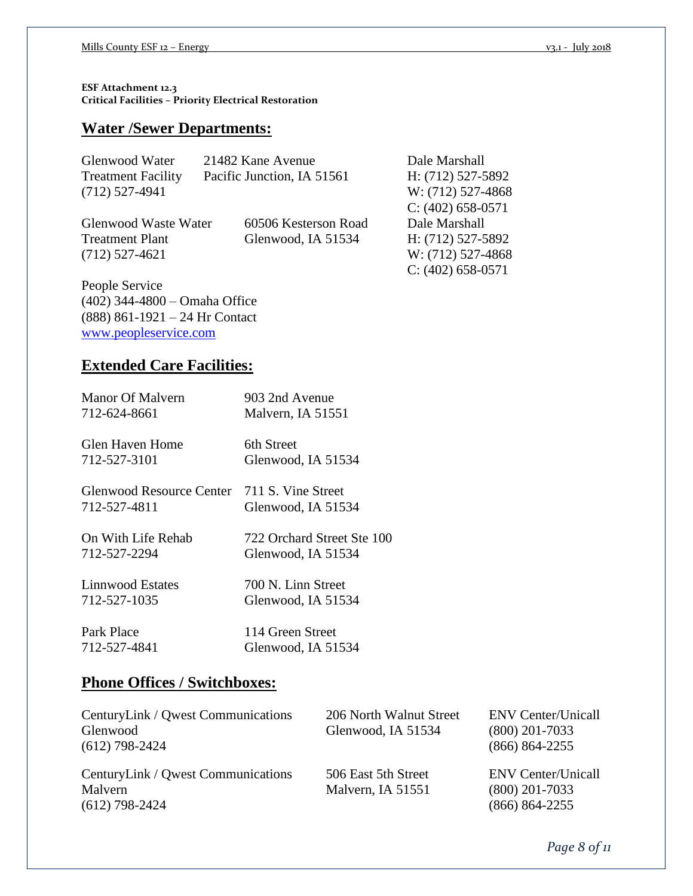**ESF Attachment 12.3**
**Critical Facilities – Priority Electrical Restoration**

## Water /Sewer Departments:

| Facility | Address | Contact |
|---|---|---|
| Glenwood Water Treatment Facility<br>(712) 527-4941 | 21482 Kane Avenue<br>Pacific Junction, IA 51561 | Dale Marshall<br>H: (712) 527-5892<br>W: (712) 527-4868<br>C: (402) 658-0571 |
| Glenwood Waste Water Treatment Plant<br>(712) 527-4621 | 60506 Kesterson Road<br>Glenwood, IA 51534 | Dale Marshall<br>H: (712) 527-5892<br>W: (712) 527-4868<br>C: (402) 658-0571 |

People Service
(402) 344-4800 – Omaha Office
(888) 861-1921 – 24 Hr Contact
www.peopleservice.com

## Extended Care Facilities:

| Facility | Address |
|---|---|
| Manor Of Malvern<br>712-624-8661 | 903 2nd Avenue<br>Malvern, IA 51551 |
| Glen Haven Home<br>712-527-3101 | 6th Street<br>Glenwood, IA 51534 |
| Glenwood Resource Center<br>712-527-4811 | 711 S. Vine Street<br>Glenwood, IA 51534 |
| On With Life Rehab<br>712-527-2294 | 722 Orchard Street Ste 100<br>Glenwood, IA 51534 |
| Linnwood Estates<br>712-527-1035 | 700 N. Linn Street<br>Glenwood, IA 51534 |
| Park Place<br>712-527-4841 | 114 Green Street<br>Glenwood, IA 51534 |

## Phone Offices / Switchboxes:

| Facility | Address | Contact |
|---|---|---|
| CenturyLink / Qwest Communications Glenwood<br>(612) 798-2424 | 206 North Walnut Street<br>Glenwood, IA 51534 | ENV Center/Unicall<br>(800) 201-7033<br>(866) 864-2255 |
| CenturyLink / Qwest Communications Malvern<br>(612) 798-2424 | 506 East 5th Street<br>Malvern, IA 51551 | ENV Center/Unicall<br>(800) 201-7033<br>(866) 864-2255 |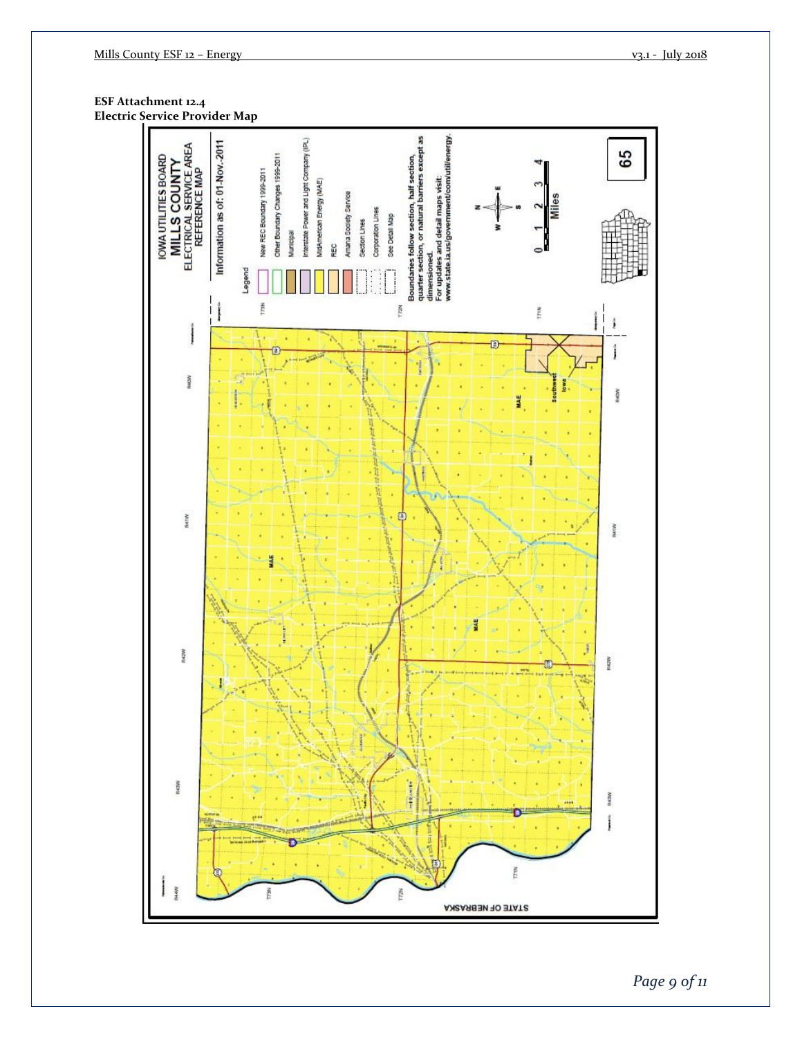**ESF Attachment 12.4**
**Electric Service Provider Map**

IOWA UTILITIES BOARD
MILLS COUNTY
ELECTRICAL SERVICE AREA
REFERENCE MAP

Information as of: 01-Nov.-2011

Legend
- New REC Boundary 1999-2011
- Other Boundary Changes 1999-2011
- Municipal
- Interstate Power and Light Company (IPL)
- MidAmerican Energy (MAE)
- REC
- Amana Society Service
- Section Lines
- Corporation Lines
- See Detail Map

Boundaries follow section, half section, quarter section, or natural barriers except as dimensioned.
For updates and detail maps visit:
www.state.ia.us/government/com/util/energy.

65

MAE

Southwest Iowa

STATE OF NEBRASKA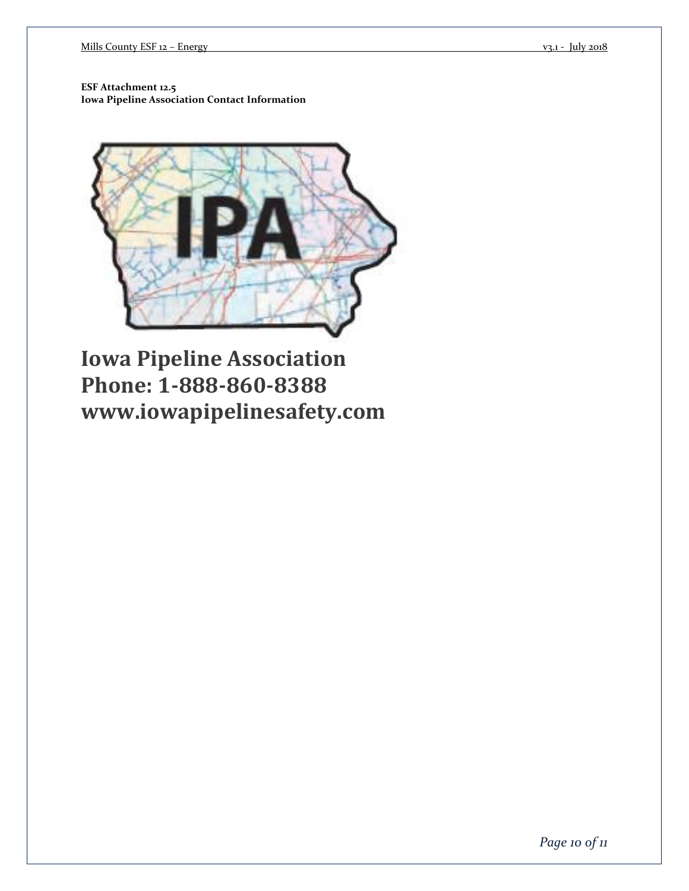**ESF Attachment 12.5**
**Iowa Pipeline Association Contact Information**

# Iowa Pipeline Association
# Phone: 1-888-860-8388
# www.iowapipelinesafety.com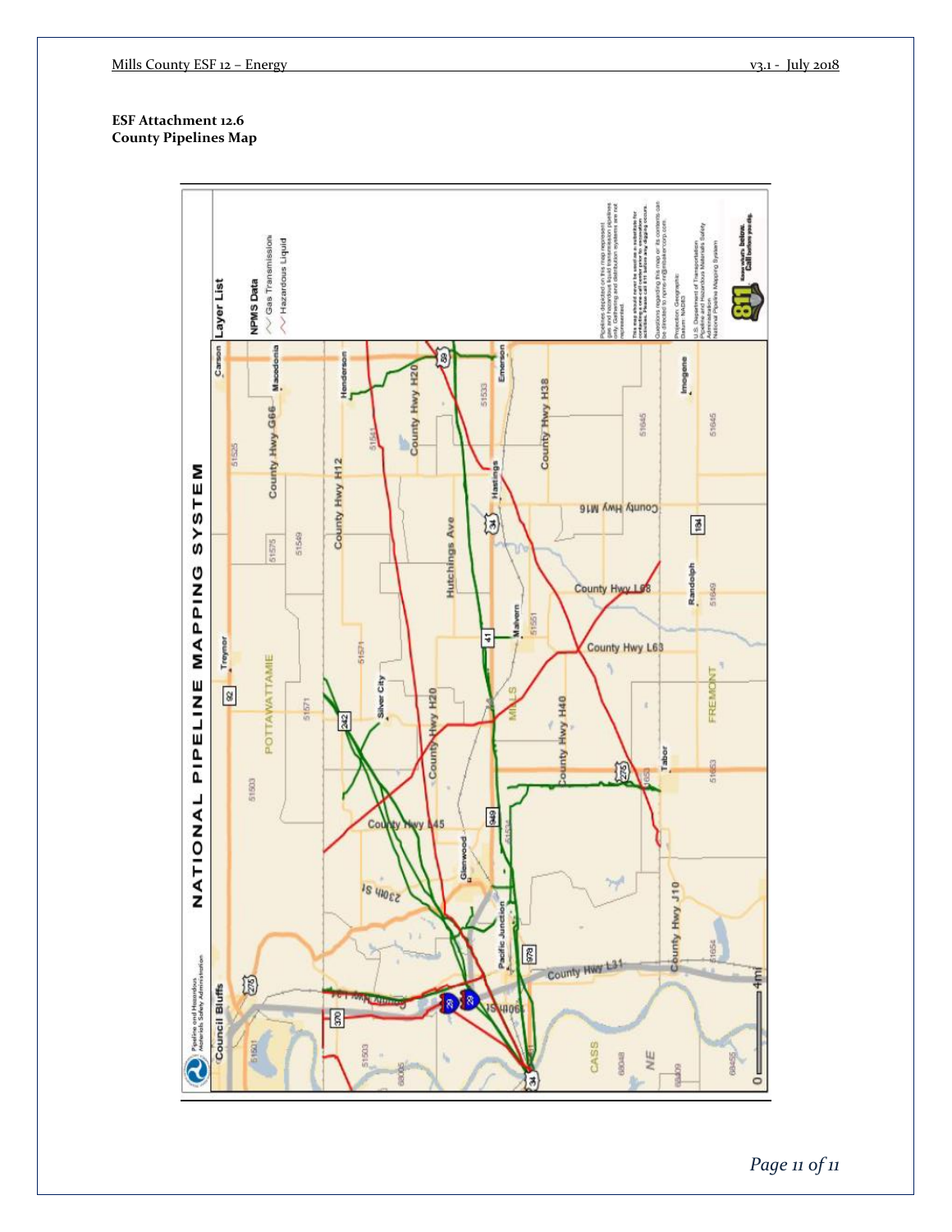**ESF Attachment 12.6**
**County Pipelines Map**

NATIONAL PIPELINE MAPPING SYSTEM

Pipeline and Hazardous Materials Safety Administration

Layer List

NPMS Data

Gas Transmission

Hazardous Liquid

Pipelines depicted on this map represent gas and hazardous liquid transmission pipelines only. Gathering and distribution systems are not represented.

This map should never be used as a substitute for contacting a one-call center prior to excavation activities. Please call 811 before any digging occurs.

Questions regarding this map or its contents can be directed to npms-nr@mbakercorp.com.

Projection: Geographic
Datum: NAD83

U.S. Department of Transportation
Pipeline and Hazardous Materials Safety Administration
National Pipeline Mapping System

811 Know what's below. Call before you dig.

Council Bluffs
Carson
Macedonia
Treynor
Henderson
Silver City
Emerson
Hastings
Malvern
Imogene
Randolph
Glenwood
Pacific Junction
Tabor
POTTAWATTAMIE
MILLS
FREMONT
CASS
NE

County Hwy G66
County Hwy H12
County Hwy H20
County Hwy H38
Hutchings Ave
County Hwy M16
County Hwy L58
County Hwy L63
County Hwy H40
County Hwy L45
County Hwy J10
County Hwy L31
230th St
195th St

0 — 4mi